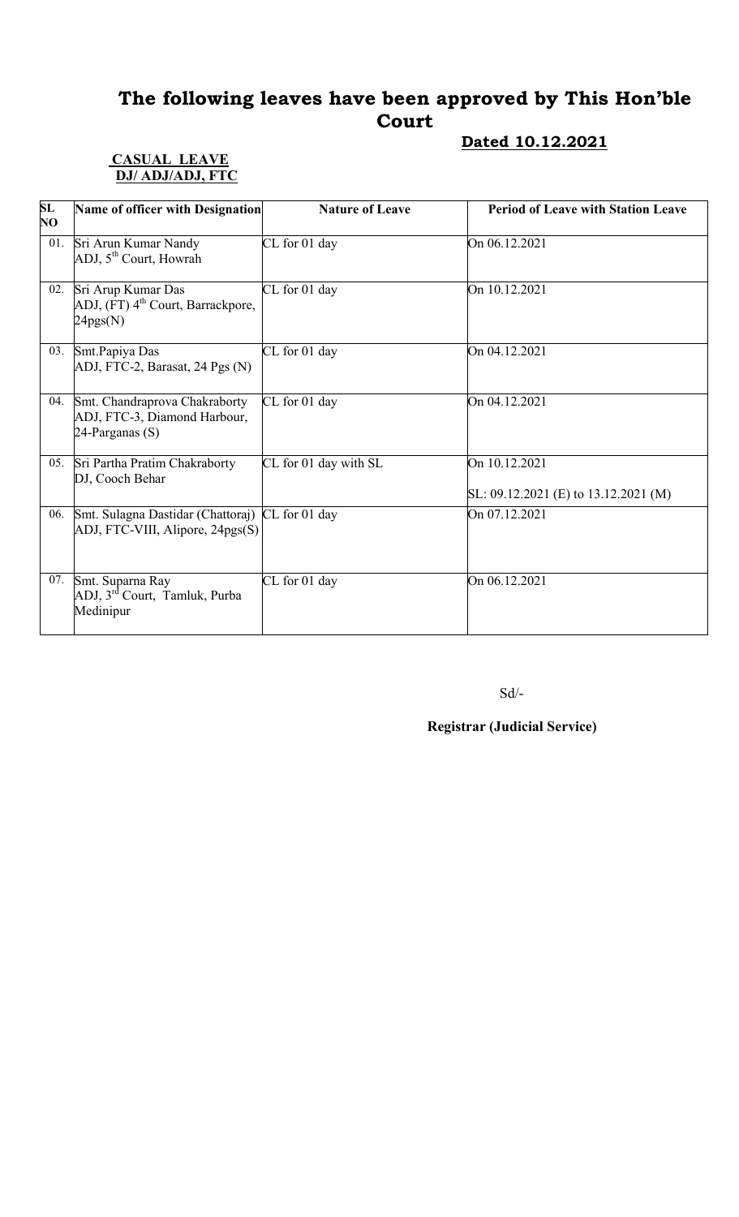# The following leaves have been approved by This Hon'ble Court

**Dated 10.12.2021**

**CASUAL LEAVE**
**DJ/ ADJ/ADJ, FTC**

| SL NO | Name of officer with Designation | Nature of Leave | Period of Leave with Station Leave |
|---|---|---|---|
| 01. | Sri Arun Kumar Nandy<br>ADJ, 5th Court, Howrah | CL for 01 day | On 06.12.2021 |
| 02. | Sri Arup Kumar Das<br>ADJ, (FT) 4th Court, Barrackpore, 24pgs(N) | CL for 01 day | On 10.12.2021 |
| 03. | Smt.Papiya Das<br>ADJ, FTC-2, Barasat, 24 Pgs (N) | CL for 01 day | On 04.12.2021 |
| 04. | Smt. Chandraprova Chakraborty<br>ADJ, FTC-3, Diamond Harbour, 24-Parganas (S) | CL for 01 day | On 04.12.2021 |
| 05. | Sri Partha Pratim Chakraborty<br>DJ, Cooch Behar | CL for 01 day with SL | On 10.12.2021<br>SL: 09.12.2021 (E) to 13.12.2021 (M) |
| 06. | Smt. Sulagna Dastidar (Chattoraj)<br>ADJ, FTC-VIII, Alipore, 24pgs(S) | CL for 01 day | On 07.12.2021 |
| 07. | Smt. Suparna Ray<br>ADJ, 3rd Court, Tamluk, Purba Medinipur | CL for 01 day | On 06.12.2021 |

Sd/-

**Registrar (Judicial Service)**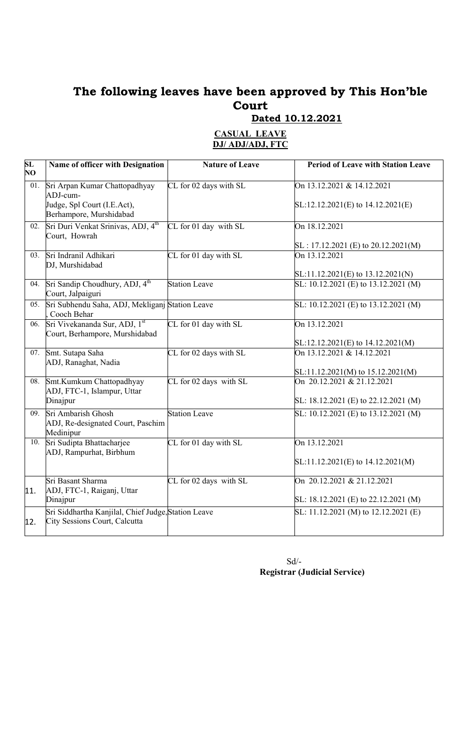# The following leaves have been approved by This Hon'ble Court

**Dated 10.12.2021**

**CASUAL LEAVE**
**DJ/ ADJ/ADJ, FTC**

| SL NO | Name of officer with Designation | Nature of Leave | Period of Leave with Station Leave |
|---|---|---|---|
| 01. | Sri Arpan Kumar Chattopadhyay ADJ-cum-Judge, Spl Court (I.E.Act), Berhampore, Murshidabad | CL for 02 days with SL | On 13.12.2021 & 14.12.2021<br>SL:12.12.2021(E) to 14.12.2021(E) |
| 02. | Sri Duri Venkat Srinivas, ADJ, 4th Court, Howrah | CL for 01 day with SL | On 18.12.2021<br>SL : 17.12.2021 (E) to 20.12.2021(M) |
| 03. | Sri Indranil Adhikari DJ, Murshidabad | CL for 01 day with SL | On 13.12.2021<br>SL:11.12.2021(E) to 13.12.2021(N) |
| 04. | Sri Sandip Choudhury, ADJ, 4th Court, Jalpaiguri | Station Leave | SL: 10.12.2021 (E) to 13.12.2021 (M) |
| 05. | Sri Subhendu Saha, ADJ, Mekliganj, Cooch Behar | Station Leave | SL: 10.12.2021 (E) to 13.12.2021 (M) |
| 06. | Sri Vivekananda Sur, ADJ, 1st Court, Berhampore, Murshidabad | CL for 01 day with SL | On 13.12.2021<br>SL:12.12.2021(E) to 14.12.2021(M) |
| 07. | Smt. Sutapa Saha ADJ, Ranaghat, Nadia | CL for 02 days with SL | On 13.12.2021 & 14.12.2021<br>SL:11.12.2021(M) to 15.12.2021(M) |
| 08. | Smt.Kumkum Chattopadhyay ADJ, FTC-1, Islampur, Uttar Dinajpur | CL for 02 days with SL | On 20.12.2021 & 21.12.2021<br>SL: 18.12.2021 (E) to 22.12.2021 (M) |
| 09. | Sri Ambarish Ghosh ADJ, Re-designated Court, Paschim Medinipur | Station Leave | SL: 10.12.2021 (E) to 13.12.2021 (M) |
| 10. | Sri Sudipta Bhattacharjee ADJ, Rampurhat, Birbhum | CL for 01 day with SL | On 13.12.2021<br>SL:11.12.2021(E) to 14.12.2021(M) |
| 11. | Sri Basant Sharma ADJ, FTC-1, Raiganj, Uttar Dinajpur | CL for 02 days with SL | On 20.12.2021 & 21.12.2021<br>SL: 18.12.2021 (E) to 22.12.2021 (M) |
| 12. | Sri Siddhartha Kanjilal, Chief Judge, City Sessions Court, Calcutta | Station Leave | SL: 11.12.2021 (M) to 12.12.2021 (E) |

Sd/-
**Registrar (Judicial Service)**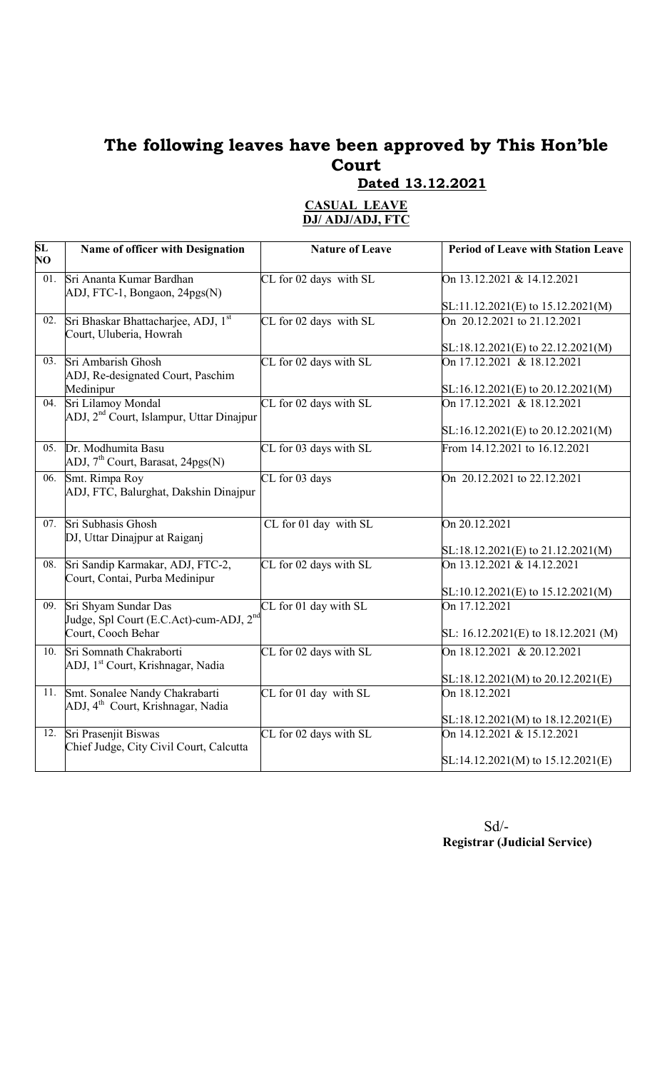# The following leaves have been approved by This Hon'ble Court

## Dated 13.12.2021

**CASUAL LEAVE**
**DJ/ ADJ/ADJ, FTC**

| SL NO | Name of officer with Designation | Nature of Leave | Period of Leave with Station Leave |
|---|---|---|---|
| 01. | Sri Ananta Kumar Bardhan ADJ, FTC-1, Bongaon, 24pgs(N) | CL for 02 days with SL | On 13.12.2021 & 14.12.2021 SL:11.12.2021(E) to 15.12.2021(M) |
| 02. | Sri Bhaskar Bhattacharjee, ADJ, 1st Court, Uluberia, Howrah | CL for 02 days with SL | On 20.12.2021 to 21.12.2021 SL:18.12.2021(E) to 22.12.2021(M) |
| 03. | Sri Ambarish Ghosh ADJ, Re-designated Court, Paschim Medinipur | CL for 02 days with SL | On 17.12.2021 & 18.12.2021 SL:16.12.2021(E) to 20.12.2021(M) |
| 04. | Sri Lilamoy Mondal ADJ, 2nd Court, Islampur, Uttar Dinajpur | CL for 02 days with SL | On 17.12.2021 & 18.12.2021 SL:16.12.2021(E) to 20.12.2021(M) |
| 05. | Dr. Modhumita Basu ADJ, 7th Court, Barasat, 24pgs(N) | CL for 03 days with SL | From 14.12.2021 to 16.12.2021 |
| 06. | Smt. Rimpa Roy ADJ, FTC, Balurghat, Dakshin Dinajpur | CL for 03 days | On 20.12.2021 to 22.12.2021 |
| 07. | Sri Subhasis Ghosh DJ, Uttar Dinajpur at Raiganj | CL for 01 day with SL | On 20.12.2021 SL:18.12.2021(E) to 21.12.2021(M) |
| 08. | Sri Sandip Karmakar, ADJ, FTC-2, Court, Contai, Purba Medinipur | CL for 02 days with SL | On 13.12.2021 & 14.12.2021 SL:10.12.2021(E) to 15.12.2021(M) |
| 09. | Sri Shyam Sundar Das Judge, Spl Court (E.C.Act)-cum-ADJ, 2nd Court, Cooch Behar | CL for 01 day with SL | On 17.12.2021 SL: 16.12.2021(E) to 18.12.2021 (M) |
| 10. | Sri Somnath Chakraborti ADJ, 1st Court, Krishnagar, Nadia | CL for 02 days with SL | On 18.12.2021 & 20.12.2021 SL:18.12.2021(M) to 20.12.2021(E) |
| 11. | Smt. Sonalee Nandy Chakrabarti ADJ, 4th Court, Krishnagar, Nadia | CL for 01 day with SL | On 18.12.2021 SL:18.12.2021(M) to 18.12.2021(E) |
| 12. | Sri Prasenjit Biswas Chief Judge, City Civil Court, Calcutta | CL for 02 days with SL | On 14.12.2021 & 15.12.2021 SL:14.12.2021(M) to 15.12.2021(E) |

Sd/-
**Registrar (Judicial Service)**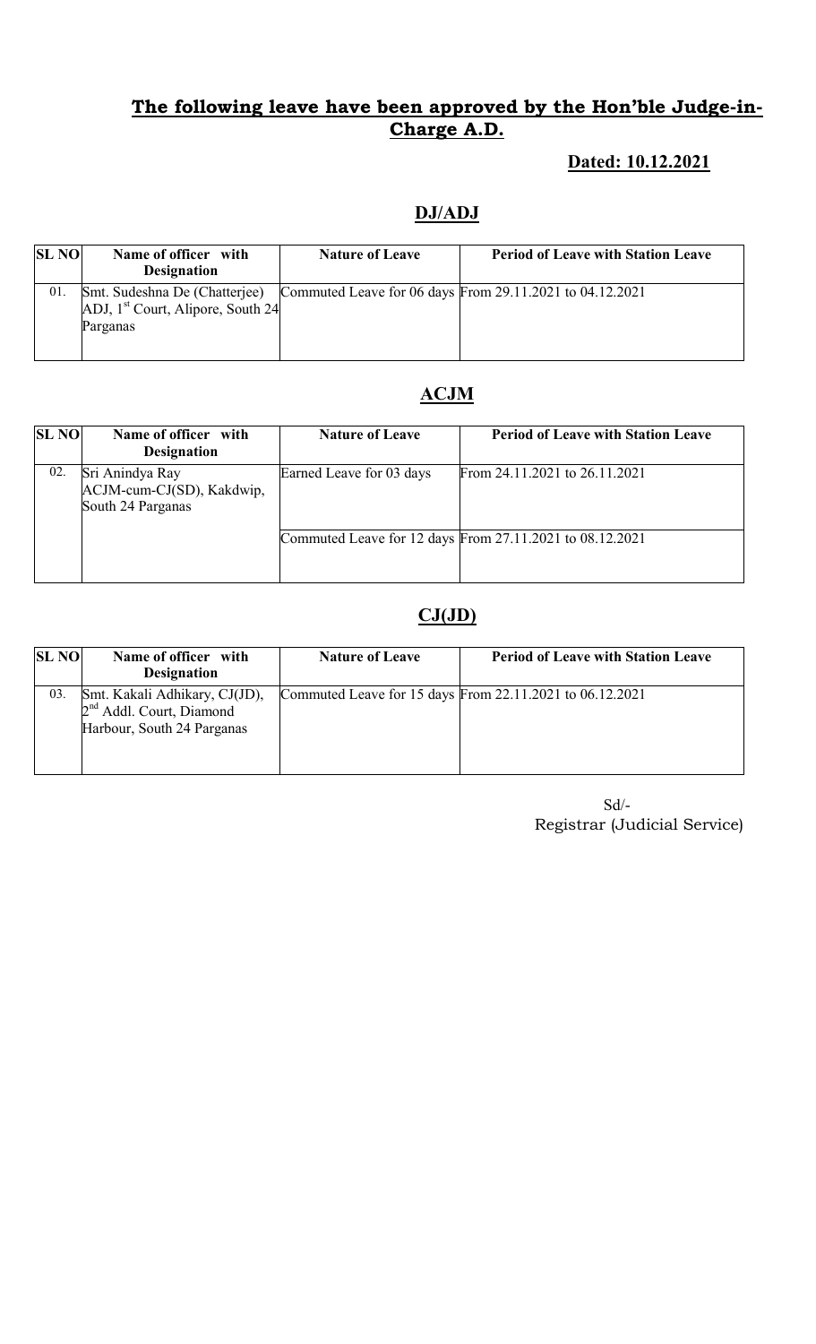## **The following leave have been approved by the Hon'ble Judge-in-Charge A.D.**

**Dated: 10.12.2021**

### **DJ/ADJ**

| SL NO | Name of officer with Designation | Nature of Leave | Period of Leave with Station Leave |
|---|---|---|---|
| 01. | Smt. Sudeshna De (Chatterjee) ADJ, 1st Court, Alipore, South 24 Parganas | Commuted Leave for 06 days | From 29.11.2021 to 04.12.2021 |

### **ACJM**

| SL NO | Name of officer with Designation | Nature of Leave | Period of Leave with Station Leave |
|---|---|---|---|
| 02. | Sri Anindya Ray ACJM-cum-CJ(SD), Kakdwip, South 24 Parganas | Earned Leave for 03 days | From 24.11.2021 to 26.11.2021 |
| | | Commuted Leave for 12 days | From 27.11.2021 to 08.12.2021 |

### **CJ(JD)**

| SL NO | Name of officer with Designation | Nature of Leave | Period of Leave with Station Leave |
|---|---|---|---|
| 03. | Smt. Kakali Adhikary, CJ(JD), 2nd Addl. Court, Diamond Harbour, South 24 Parganas | Commuted Leave for 15 days | From 22.11.2021 to 06.12.2021 |

Sd/-
Registrar (Judicial Service)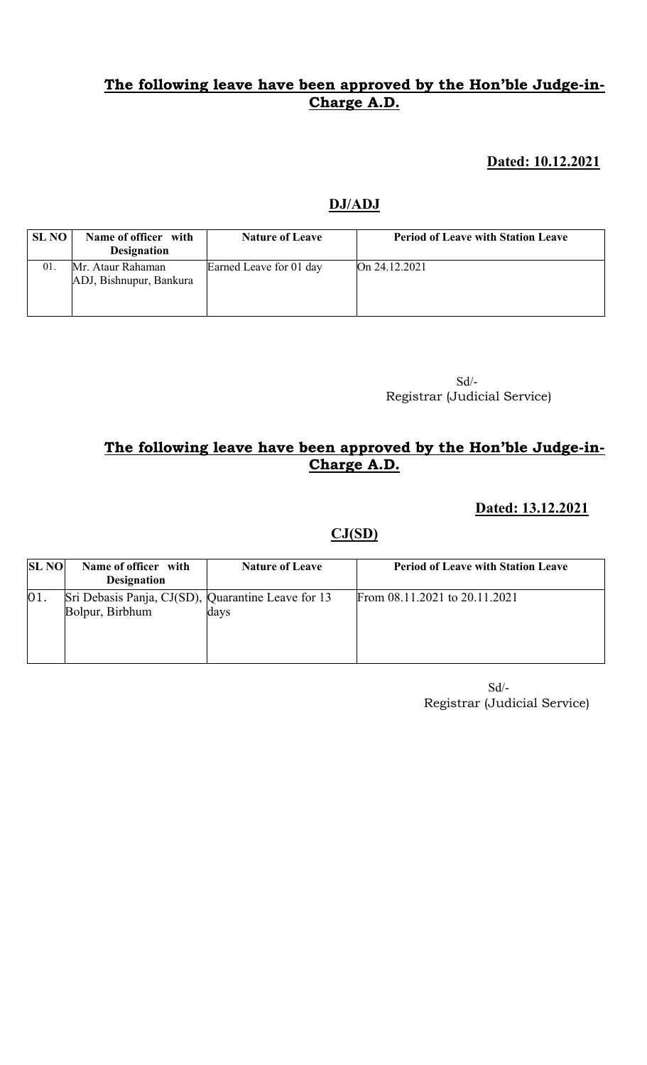## The following leave have been approved by the Hon'ble Judge-in-Charge A.D.

**Dated: 10.12.2021**

### DJ/ADJ

| SL NO | Name of officer with Designation | Nature of Leave | Period of Leave with Station Leave |
|---|---|---|---|
| 01. | Mr. Ataur Rahaman ADJ, Bishnupur, Bankura | Earned Leave for 01 day | On 24.12.2021 |

Sd/-
Registrar (Judicial Service)

## The following leave have been approved by the Hon'ble Judge-in-Charge A.D.

**Dated: 13.12.2021**

### CJ(SD)

| SL NO | Name of officer with Designation | Nature of Leave | Period of Leave with Station Leave |
|---|---|---|---|
| 01. | Sri Debasis Panja, CJ(SD), Bolpur, Birbhum | Quarantine Leave for 13 days | From 08.11.2021 to 20.11.2021 |

Sd/-
Registrar (Judicial Service)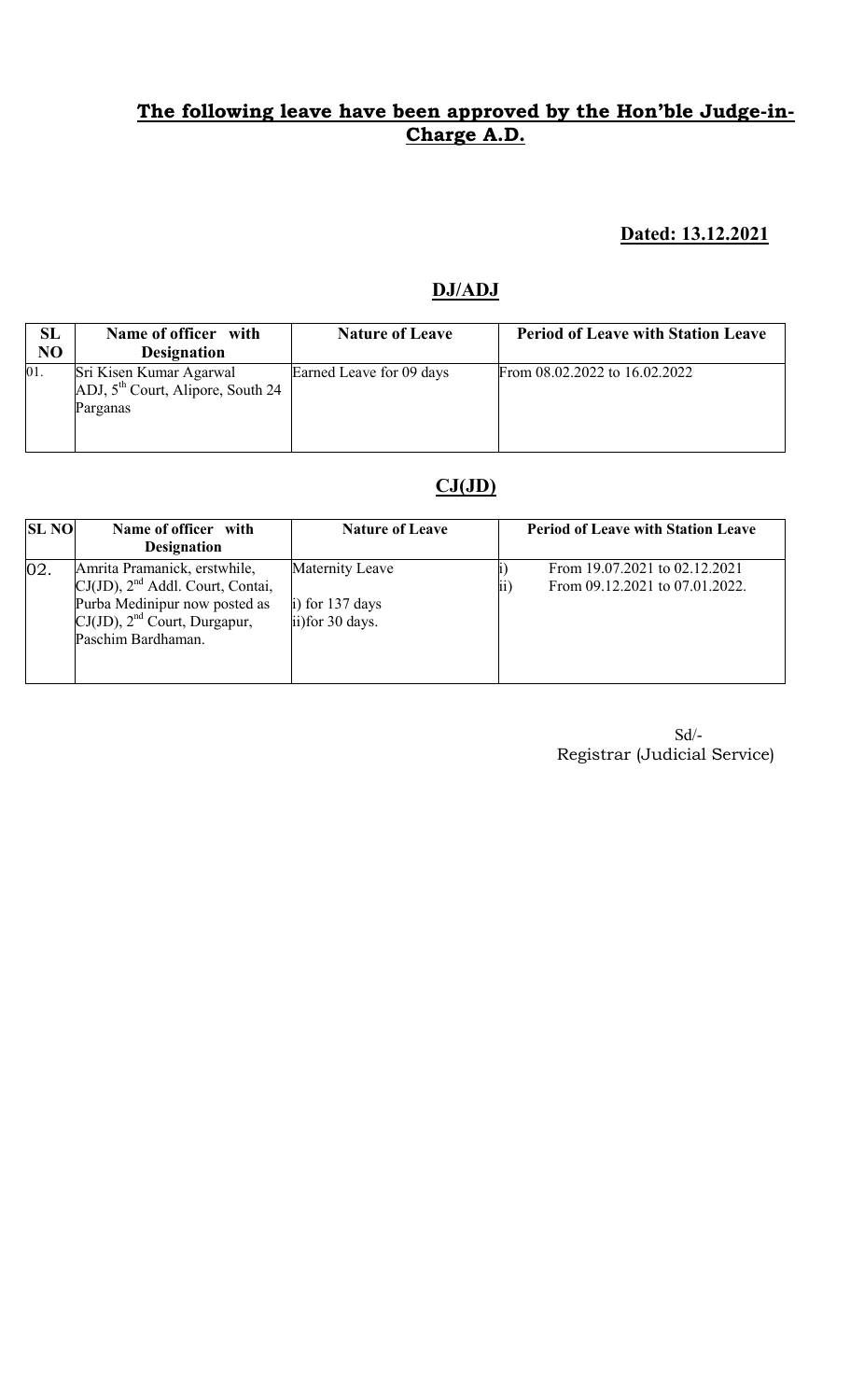# The following leave have been approved by the Hon'ble Judge-in-Charge A.D.

**Dated: 13.12.2021**

## DJ/ADJ

| SL NO | Name of officer with Designation | Nature of Leave | Period of Leave with Station Leave |
|---|---|---|---|
| 01. | Sri Kisen Kumar Agarwal ADJ, 5th Court, Alipore, South 24 Parganas | Earned Leave for 09 days | From 08.02.2022 to 16.02.2022 |

## CJ(JD)

| SL NO | Name of officer with Designation | Nature of Leave | Period of Leave with Station Leave |
|---|---|---|---|
| 02. | Amrita Pramanick, erstwhile, CJ(JD), 2nd Addl. Court, Contai, Purba Medinipur now posted as CJ(JD), 2nd Court, Durgapur, Paschim Bardhaman. | Maternity Leave<br>i) for 137 days<br>ii)for 30 days. | i) From 19.07.2021 to 02.12.2021<br>ii) From 09.12.2021 to 07.01.2022. |

Sd/-
Registrar (Judicial Service)